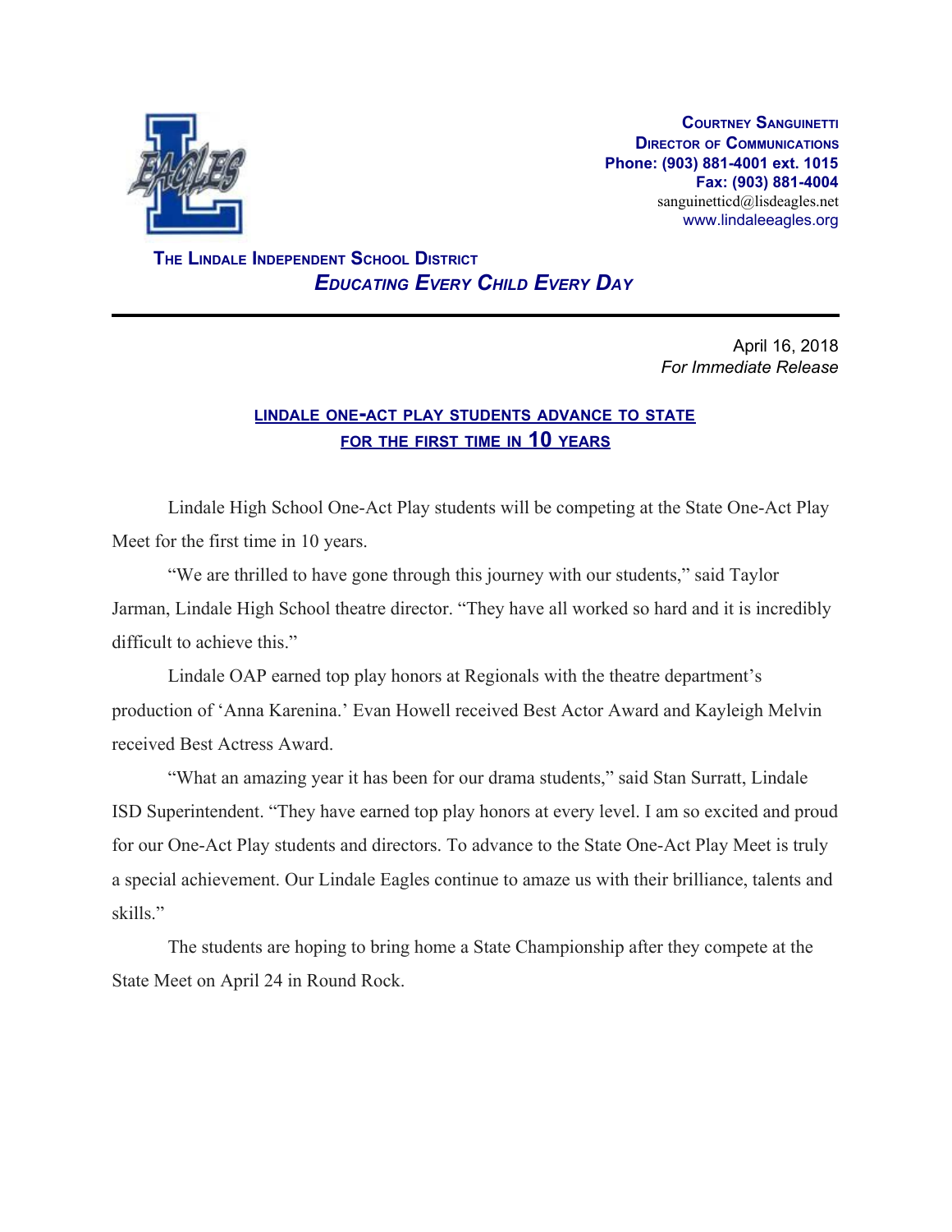**Courtney Sanguinetti**
**Director of Communications**
**Phone: (903) 881-4001 ext. 1015**
**Fax: (903) 881-4004**
sanguinetticd@lisdeagles.net
www.lindaleeagles.org

**The Lindale Independent School District**
***Educating Every Child Every Day***

---

April 16, 2018
*For Immediate Release*

## LINDALE ONE-ACT PLAY STUDENTS ADVANCE TO STATE FOR THE FIRST TIME IN 10 YEARS

Lindale High School One-Act Play students will be competing at the State One-Act Play Meet for the first time in 10 years.

"We are thrilled to have gone through this journey with our students," said Taylor Jarman, Lindale High School theatre director. "They have all worked so hard and it is incredibly difficult to achieve this."

Lindale OAP earned top play honors at Regionals with the theatre department's production of 'Anna Karenina.' Evan Howell received Best Actor Award and Kayleigh Melvin received Best Actress Award.

"What an amazing year it has been for our drama students," said Stan Surratt, Lindale ISD Superintendent. "They have earned top play honors at every level. I am so excited and proud for our One-Act Play students and directors. To advance to the State One-Act Play Meet is truly a special achievement. Our Lindale Eagles continue to amaze us with their brilliance, talents and skills."

The students are hoping to bring home a State Championship after they compete at the State Meet on April 24 in Round Rock.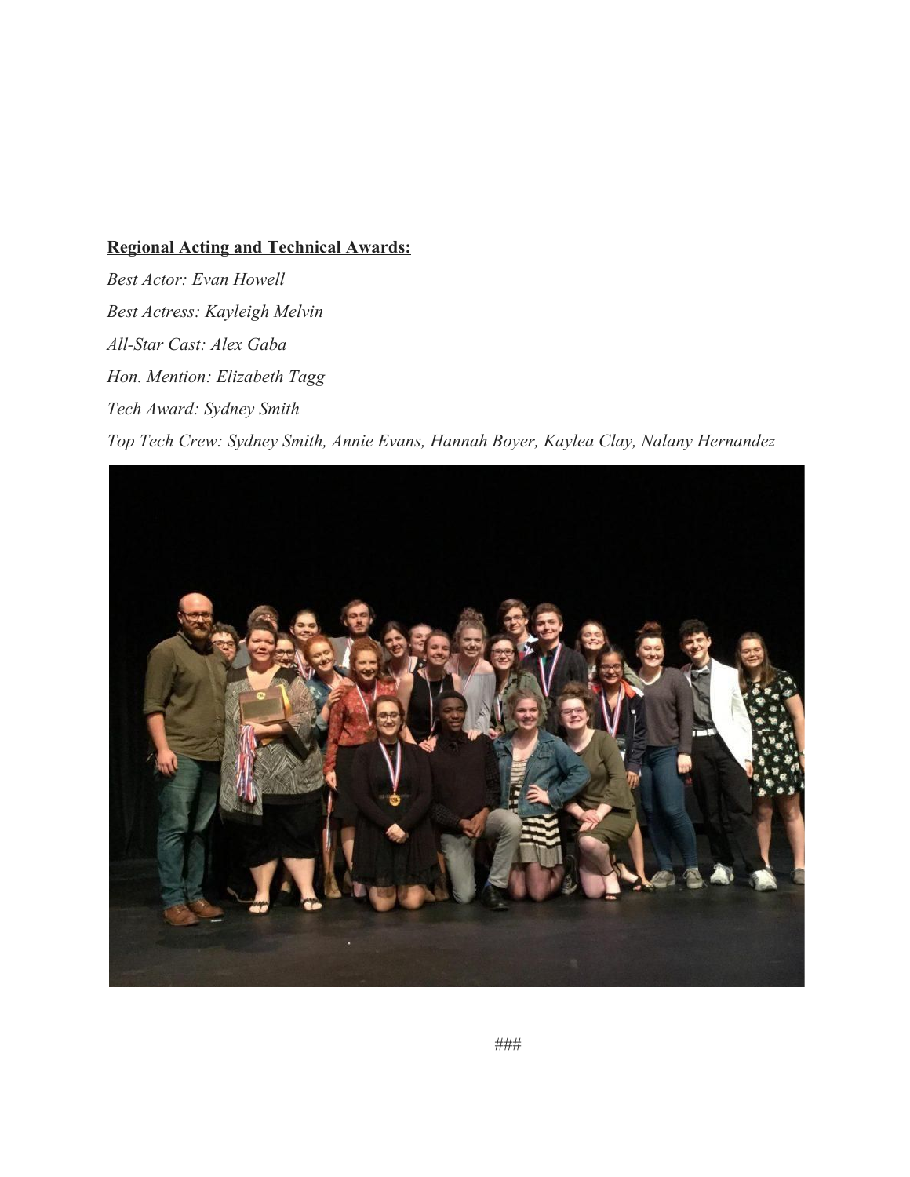**Regional Acting and Technical Awards:**

*Best Actor: Evan Howell*

*Best Actress: Kayleigh Melvin*

*All-Star Cast: Alex Gaba*

*Hon. Mention: Elizabeth Tagg*

*Tech Award: Sydney Smith*

*Top Tech Crew: Sydney Smith, Annie Evans, Hannah Boyer, Kaylea Clay, Nalany Hernandez*

###